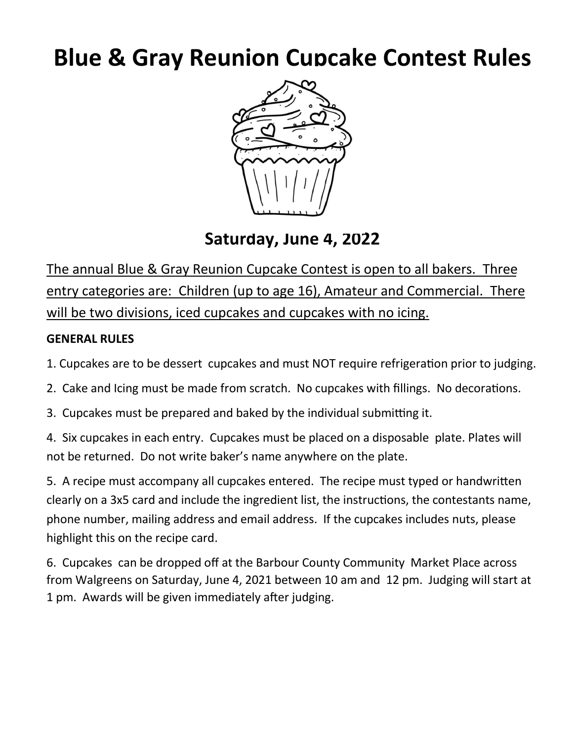# Blue & Gray Reunion Cupcake Contest Rules

## Saturday, June 4, 2022

The annual Blue & Gray Reunion Cupcake Contest is open to all bakers. Three entry categories are: Children (up to age 16), Amateur and Commercial. There will be two divisions, iced cupcakes and cupcakes with no icing.

**GENERAL RULES**

1. Cupcakes are to be dessert cupcakes and must NOT require refrigeration prior to judging.

2. Cake and Icing must be made from scratch. No cupcakes with fillings. No decorations.

3. Cupcakes must be prepared and baked by the individual submitting it.

4. Six cupcakes in each entry. Cupcakes must be placed on a disposable plate. Plates will not be returned. Do not write baker's name anywhere on the plate.

5. A recipe must accompany all cupcakes entered. The recipe must typed or handwritten clearly on a 3x5 card and include the ingredient list, the instructions, the contestants name, phone number, mailing address and email address. If the cupcakes includes nuts, please highlight this on the recipe card.

6. Cupcakes can be dropped off at the Barbour County Community Market Place across from Walgreens on Saturday, June 4, 2021 between 10 am and 12 pm. Judging will start at 1 pm. Awards will be given immediately after judging.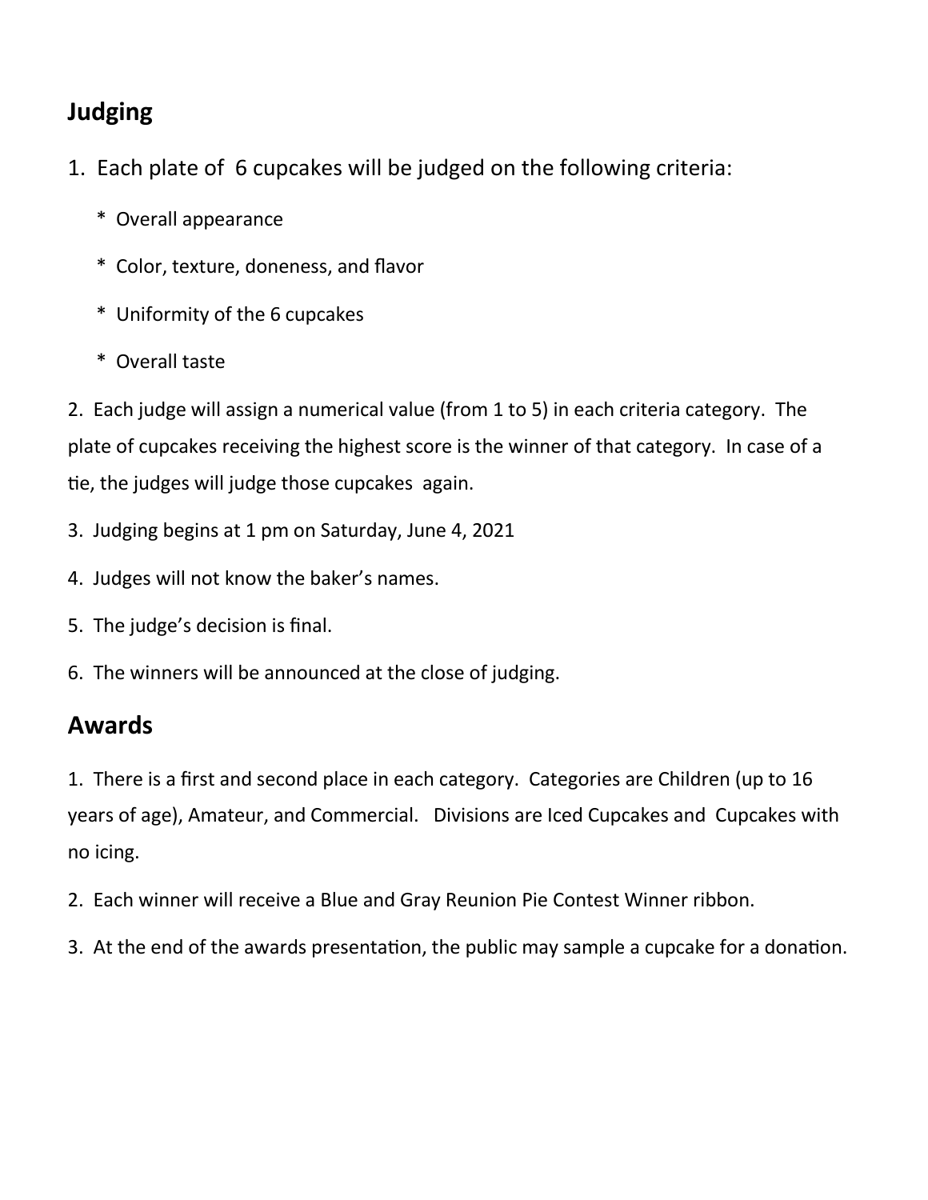## Judging

1. Each plate of 6 cupcakes will be judged on the following criteria:

   * Overall appearance
   * Color, texture, doneness, and flavor
   * Uniformity of the 6 cupcakes
   * Overall taste

2. Each judge will assign a numerical value (from 1 to 5) in each criteria category. The plate of cupcakes receiving the highest score is the winner of that category. In case of a tie, the judges will judge those cupcakes again.

3. Judging begins at 1 pm on Saturday, June 4, 2021

4. Judges will not know the baker's names.

5. The judge's decision is final.

6. The winners will be announced at the close of judging.

## Awards

1. There is a first and second place in each category. Categories are Children (up to 16 years of age), Amateur, and Commercial. Divisions are Iced Cupcakes and Cupcakes with no icing.

2. Each winner will receive a Blue and Gray Reunion Pie Contest Winner ribbon.

3. At the end of the awards presentation, the public may sample a cupcake for a donation.